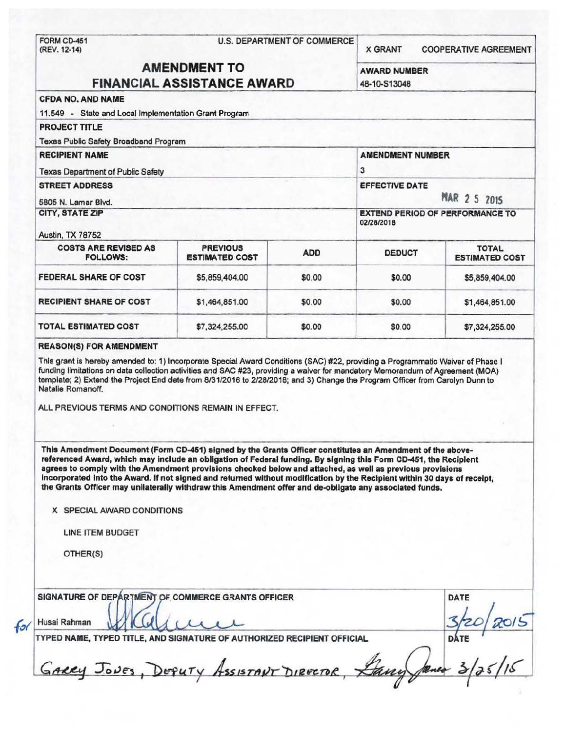FORM CD-451
(REV. 12-14)

U.S. DEPARTMENT OF COMMERCE

X GRANT  COOPERATIVE AGREEMENT

# AMENDMENT TO FINANCIAL ASSISTANCE AWARD

**AWARD NUMBER**
48-10-S13048

**CFDA NO. AND NAME**
11.549 - State and Local Implementation Grant Program

**PROJECT TITLE**
Texas Public Safety Broadband Program

**RECIPIENT NAME**
Texas Department of Public Safety

**AMENDMENT NUMBER**
3

**STREET ADDRESS**
5805 N. Lamar Blvd.

**EFFECTIVE DATE**
MAR 25 2015

**CITY, STATE ZIP**
Austin, TX 78752

**EXTEND PERIOD OF PERFORMANCE TO**
02/28/2018

| COSTS ARE REVISED AS FOLLOWS: | PREVIOUS ESTIMATED COST | ADD | DEDUCT | TOTAL ESTIMATED COST |
|---|---|---|---|---|
| FEDERAL SHARE OF COST | $5,859,404.00 | $0.00 | $0.00 | $5,859,404.00 |
| RECIPIENT SHARE OF COST | $1,464,851.00 | $0.00 | $0.00 | $1,464,851.00 |
| TOTAL ESTIMATED COST | $7,324,255.00 | $0.00 | $0.00 | $7,324,255.00 |

**REASON(S) FOR AMENDMENT**

This grant is hereby amended to: 1) Incorporate Special Award Conditions (SAC) #22, providing a Programmatic Waiver of Phase I funding limitations on data collection activities and SAC #23, providing a waiver for mandatory Memorandum of Agreement (MOA) template; 2) Extend the Project End date from 8/31/2016 to 2/28/2018; and 3) Change the Program Officer from Carolyn Dunn to Natalie Romanoff.

ALL PREVIOUS TERMS AND CONDITIONS REMAIN IN EFFECT.

**This Amendment Document (Form CD-451) signed by the Grants Officer constitutes an Amendment of the above-referenced Award, which may include an obligation of Federal funding. By signing this Form CD-451, the Recipient agrees to comply with the Amendment provisions checked below and attached, as well as previous provisions incorporated into the Award. If not signed and returned without modification by the Recipient within 30 days of receipt, the Grants Officer may unilaterally withdraw this Amendment offer and de-obligate any associated funds.**

X SPECIAL AWARD CONDITIONS

LINE ITEM BUDGET

OTHER(S)

**SIGNATURE OF DEPARTMENT OF COMMERCE GRANTS OFFICER**

for Husai Rahman

**DATE**
3/20/2015

**TYPED NAME, TYPED TITLE, AND SIGNATURE OF AUTHORIZED RECIPIENT OFFICIAL**

Garry Jones, Deputy Assistant Director, Garry Jones

**DATE**
3/25/15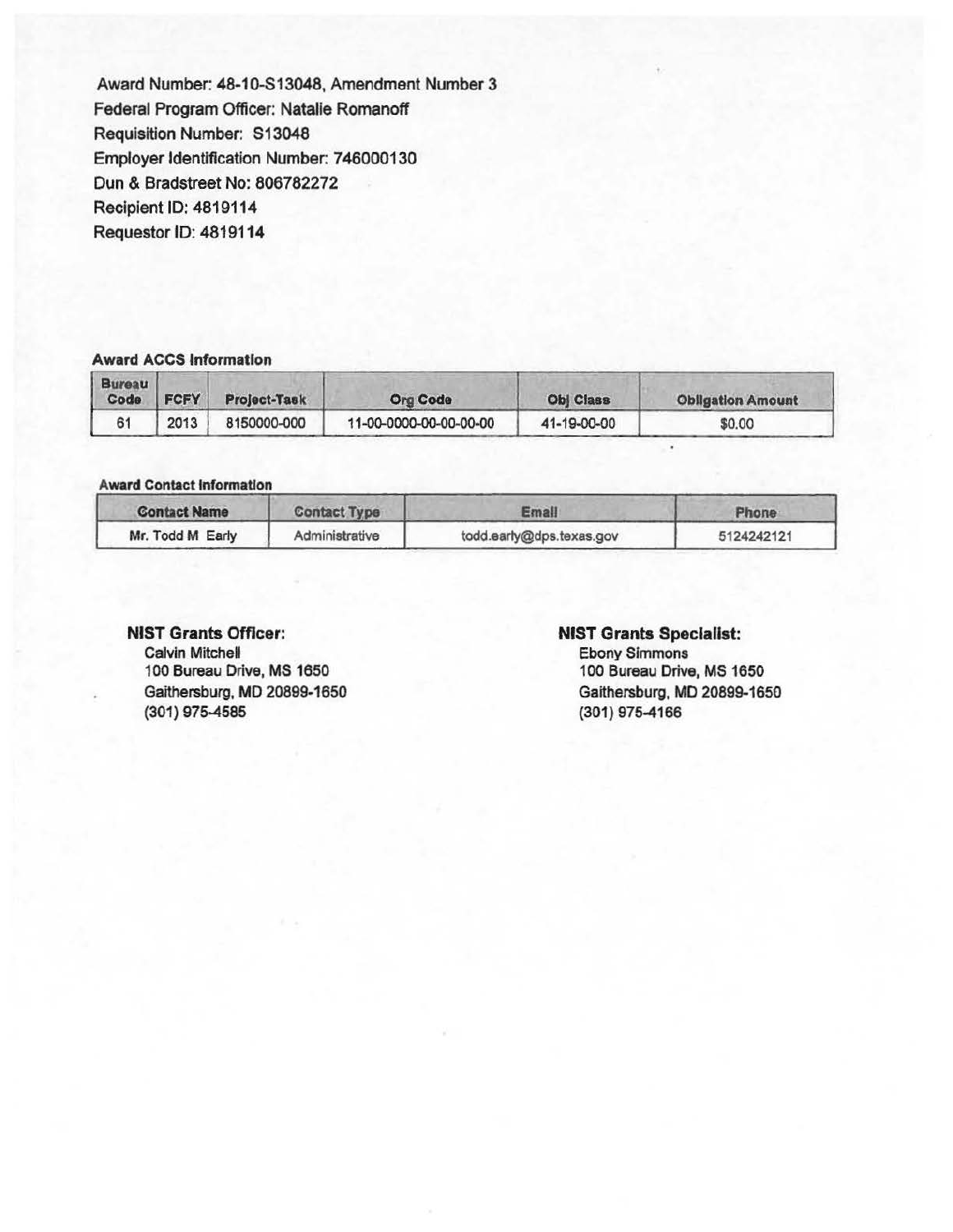Award Number: 48-10-S13048, Amendment Number 3
Federal Program Officer: Natalie Romanoff
Requisition Number: S13048
Employer Identification Number: 746000130
Dun & Bradstreet No: 806782272
Recipient ID: 4819114
Requestor ID: 4819114

**Award ACCS Information**

| Bureau Code | FCFY | Project-Task | Org Code | Obj Class | Obligation Amount |
|---|---|---|---|---|---|
| 61 | 2013 | 8150000-000 | 11-00-0000-00-00-00-00 | 41-19-00-00 | $0.00 |

**Award Contact Information**

| Contact Name | Contact Type | Email | Phone |
|---|---|---|---|
| Mr. Todd M Early | Administrative | todd.early@dps.texas.gov | 5124242121 |

**NIST Grants Officer:**
Calvin Mitchell
100 Bureau Drive, MS 1650
Gaithersburg, MD 20899-1650
(301) 975-4585

**NIST Grants Specialist:**
Ebony Simmons
100 Bureau Drive, MS 1650
Gaithersburg, MD 20899-1650
(301) 975-4166